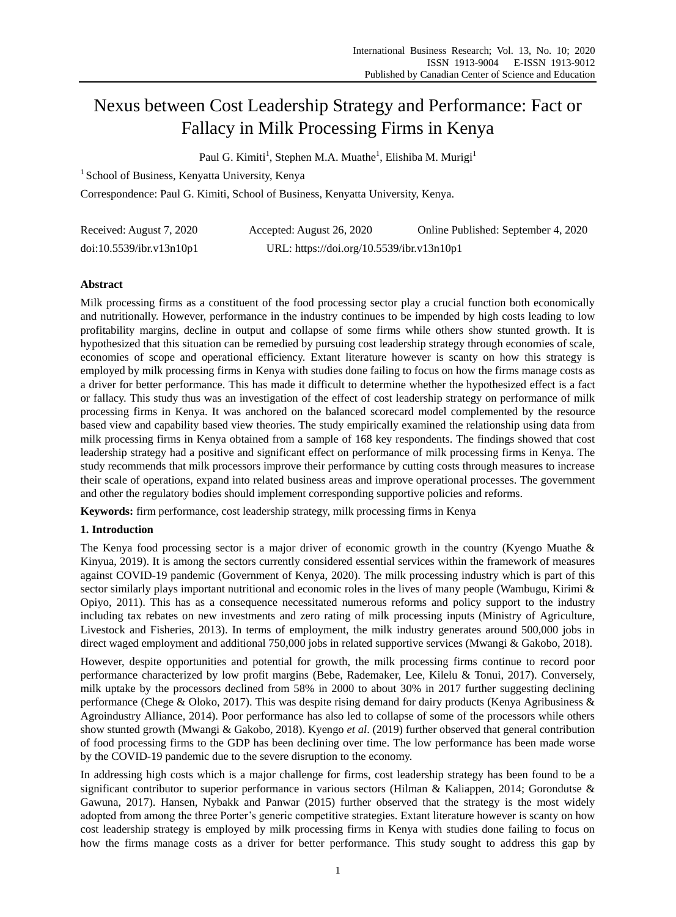# Nexus between Cost Leadership Strategy and Performance: Fact or Fallacy in Milk Processing Firms in Kenya

Paul G. Kimiti[1], Stephen M.A. Muathe[1], Elishiba M. Murigi[1]

[1] School of Business, Kenyatta University, Kenya

Correspondence: Paul G. Kimiti, School of Business, Kenyatta University, Kenya.

Received: August 7, 2020 Accepted: August 26, 2020 Online Published: September 4, 2020

doi:10.5539/ibr.v13n10p1 URL: https://doi.org/10.5539/ibr.v13n10p1

## Abstract

Milk processing firms as a constituent of the food processing sector play a crucial function both economically and nutritionally. However, performance in the industry continues to be impended by high costs leading to low profitability margins, decline in output and collapse of some firms while others show stunted growth. It is hypothesized that this situation can be remedied by pursuing cost leadership strategy through economies of scale, economies of scope and operational efficiency. Extant literature however is scanty on how this strategy is employed by milk processing firms in Kenya with studies done failing to focus on how the firms manage costs as a driver for better performance. This has made it difficult to determine whether the hypothesized effect is a fact or fallacy. This study thus was an investigation of the effect of cost leadership strategy on performance of milk processing firms in Kenya. It was anchored on the balanced scorecard model complemented by the resource based view and capability based view theories. The study empirically examined the relationship using data from milk processing firms in Kenya obtained from a sample of 168 key respondents. The findings showed that cost leadership strategy had a positive and significant effect on performance of milk processing firms in Kenya. The study recommends that milk processors improve their performance by cutting costs through measures to increase their scale of operations, expand into related business areas and improve operational processes. The government and other the regulatory bodies should implement corresponding supportive policies and reforms.

**Keywords:** firm performance, cost leadership strategy, milk processing firms in Kenya

## 1. Introduction

The Kenya food processing sector is a major driver of economic growth in the country (Kyengo Muathe & Kinyua, 2019). It is among the sectors currently considered essential services within the framework of measures against COVID-19 pandemic (Government of Kenya, 2020). The milk processing industry which is part of this sector similarly plays important nutritional and economic roles in the lives of many people (Wambugu, Kirimi & Opiyo, 2011). This has as a consequence necessitated numerous reforms and policy support to the industry including tax rebates on new investments and zero rating of milk processing inputs (Ministry of Agriculture, Livestock and Fisheries, 2013). In terms of employment, the milk industry generates around 500,000 jobs in direct waged employment and additional 750,000 jobs in related supportive services (Mwangi & Gakobo, 2018).

However, despite opportunities and potential for growth, the milk processing firms continue to record poor performance characterized by low profit margins (Bebe, Rademaker, Lee, Kilelu & Tonui, 2017). Conversely, milk uptake by the processors declined from 58% in 2000 to about 30% in 2017 further suggesting declining performance (Chege & Oloko, 2017). This was despite rising demand for dairy products (Kenya Agribusiness & Agroindustry Alliance, 2014). Poor performance has also led to collapse of some of the processors while others show stunted growth (Mwangi & Gakobo, 2018). Kyengo *et al*. (2019) further observed that general contribution of food processing firms to the GDP has been declining over time. The low performance has been made worse by the COVID-19 pandemic due to the severe disruption to the economy.

In addressing high costs which is a major challenge for firms, cost leadership strategy has been found to be a significant contributor to superior performance in various sectors (Hilman & Kaliappen, 2014; Gorondutse & Gawuna, 2017). Hansen, Nybakk and Panwar (2015) further observed that the strategy is the most widely adopted from among the three Porter's generic competitive strategies. Extant literature however is scanty on how cost leadership strategy is employed by milk processing firms in Kenya with studies done failing to focus on how the firms manage costs as a driver for better performance. This study sought to address this gap by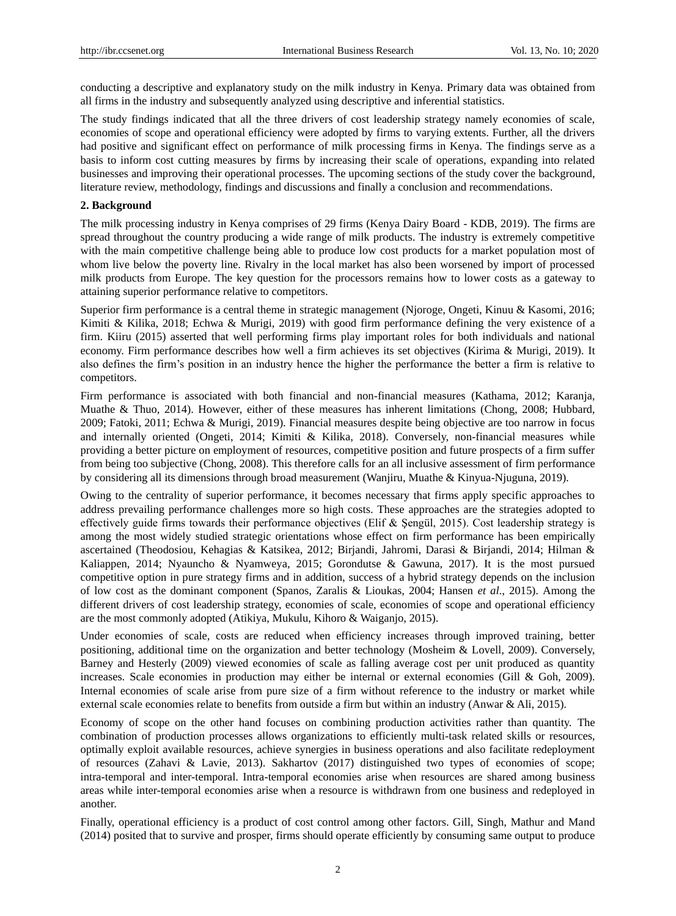conducting a descriptive and explanatory study on the milk industry in Kenya. Primary data was obtained from all firms in the industry and subsequently analyzed using descriptive and inferential statistics.

The study findings indicated that all the three drivers of cost leadership strategy namely economies of scale, economies of scope and operational efficiency were adopted by firms to varying extents. Further, all the drivers had positive and significant effect on performance of milk processing firms in Kenya. The findings serve as a basis to inform cost cutting measures by firms by increasing their scale of operations, expanding into related businesses and improving their operational processes. The upcoming sections of the study cover the background, literature review, methodology, findings and discussions and finally a conclusion and recommendations.

## 2. Background

The milk processing industry in Kenya comprises of 29 firms (Kenya Dairy Board - KDB, 2019). The firms are spread throughout the country producing a wide range of milk products. The industry is extremely competitive with the main competitive challenge being able to produce low cost products for a market population most of whom live below the poverty line. Rivalry in the local market has also been worsened by import of processed milk products from Europe. The key question for the processors remains how to lower costs as a gateway to attaining superior performance relative to competitors.

Superior firm performance is a central theme in strategic management (Njoroge, Ongeti, Kinuu & Kasomi, 2016; Kimiti & Kilika, 2018; Echwa & Murigi, 2019) with good firm performance defining the very existence of a firm. Kiiru (2015) asserted that well performing firms play important roles for both individuals and national economy. Firm performance describes how well a firm achieves its set objectives (Kirima & Murigi, 2019). It also defines the firm's position in an industry hence the higher the performance the better a firm is relative to competitors.

Firm performance is associated with both financial and non-financial measures (Kathama, 2012; Karanja, Muathe & Thuo, 2014). However, either of these measures has inherent limitations (Chong, 2008; Hubbard, 2009; Fatoki, 2011; Echwa & Murigi, 2019). Financial measures despite being objective are too narrow in focus and internally oriented (Ongeti, 2014; Kimiti & Kilika, 2018). Conversely, non-financial measures while providing a better picture on employment of resources, competitive position and future prospects of a firm suffer from being too subjective (Chong, 2008). This therefore calls for an all inclusive assessment of firm performance by considering all its dimensions through broad measurement (Wanjiru, Muathe & Kinyua-Njuguna, 2019).

Owing to the centrality of superior performance, it becomes necessary that firms apply specific approaches to address prevailing performance challenges more so high costs. These approaches are the strategies adopted to effectively guide firms towards their performance objectives (Elif & Şengül, 2015). Cost leadership strategy is among the most widely studied strategic orientations whose effect on firm performance has been empirically ascertained (Theodosiou, Kehagias & Katsikea, 2012; Birjandi, Jahromi, Darasi & Birjandi, 2014; Hilman & Kaliappen, 2014; Nyauncho & Nyamweya, 2015; Gorondutse & Gawuna, 2017). It is the most pursued competitive option in pure strategy firms and in addition, success of a hybrid strategy depends on the inclusion of low cost as the dominant component (Spanos, Zaralis & Lioukas, 2004; Hansen *et al*., 2015). Among the different drivers of cost leadership strategy, economies of scale, economies of scope and operational efficiency are the most commonly adopted (Atikiya, Mukulu, Kihoro & Waiganjo, 2015).

Under economies of scale, costs are reduced when efficiency increases through improved training, better positioning, additional time on the organization and better technology (Mosheim & Lovell, 2009). Conversely, Barney and Hesterly (2009) viewed economies of scale as falling average cost per unit produced as quantity increases. Scale economies in production may either be internal or external economies (Gill & Goh, 2009). Internal economies of scale arise from pure size of a firm without reference to the industry or market while external scale economies relate to benefits from outside a firm but within an industry (Anwar & Ali, 2015).

Economy of scope on the other hand focuses on combining production activities rather than quantity. The combination of production processes allows organizations to efficiently multi-task related skills or resources, optimally exploit available resources, achieve synergies in business operations and also facilitate redeployment of resources (Zahavi & Lavie, 2013). Sakhartov (2017) distinguished two types of economies of scope; intra-temporal and inter-temporal. Intra-temporal economies arise when resources are shared among business areas while inter-temporal economies arise when a resource is withdrawn from one business and redeployed in another.

Finally, operational efficiency is a product of cost control among other factors. Gill, Singh, Mathur and Mand (2014) posited that to survive and prosper, firms should operate efficiently by consuming same output to produce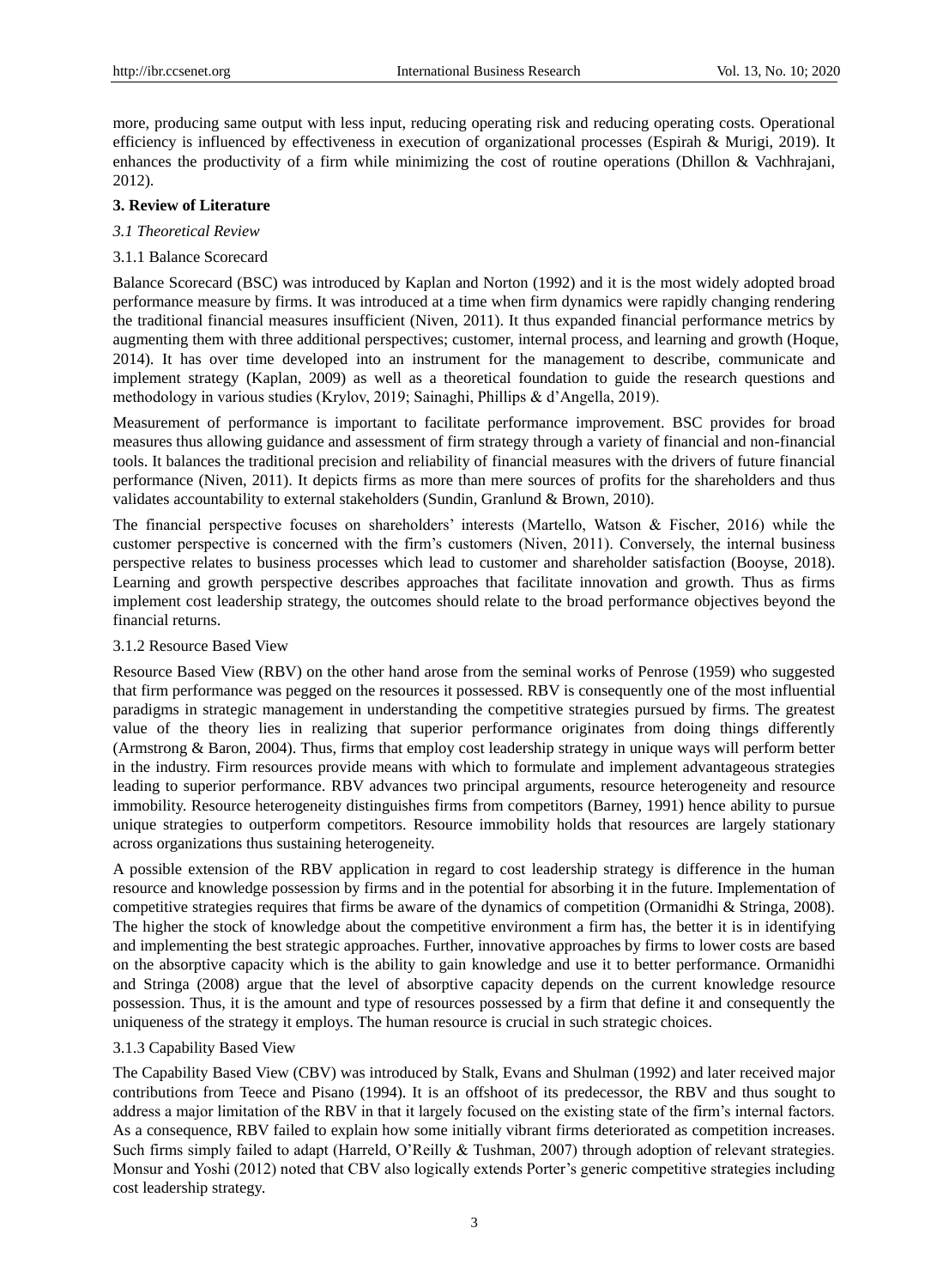more, producing same output with less input, reducing operating risk and reducing operating costs. Operational efficiency is influenced by effectiveness in execution of organizational processes (Espirah & Murigi, 2019). It enhances the productivity of a firm while minimizing the cost of routine operations (Dhillon & Vachhrajani, 2012).

## 3. Review of Literature

### *3.1 Theoretical Review*

#### 3.1.1 Balance Scorecard

Balance Scorecard (BSC) was introduced by Kaplan and Norton (1992) and it is the most widely adopted broad performance measure by firms. It was introduced at a time when firm dynamics were rapidly changing rendering the traditional financial measures insufficient (Niven, 2011). It thus expanded financial performance metrics by augmenting them with three additional perspectives; customer, internal process, and learning and growth (Hoque, 2014). It has over time developed into an instrument for the management to describe, communicate and implement strategy (Kaplan, 2009) as well as a theoretical foundation to guide the research questions and methodology in various studies (Krylov, 2019; Sainaghi, Phillips & d'Angella, 2019).

Measurement of performance is important to facilitate performance improvement. BSC provides for broad measures thus allowing guidance and assessment of firm strategy through a variety of financial and non-financial tools. It balances the traditional precision and reliability of financial measures with the drivers of future financial performance (Niven, 2011). It depicts firms as more than mere sources of profits for the shareholders and thus validates accountability to external stakeholders (Sundin, Granlund & Brown, 2010).

The financial perspective focuses on shareholders' interests (Martello, Watson & Fischer, 2016) while the customer perspective is concerned with the firm's customers (Niven, 2011). Conversely, the internal business perspective relates to business processes which lead to customer and shareholder satisfaction (Booyse, 2018). Learning and growth perspective describes approaches that facilitate innovation and growth. Thus as firms implement cost leadership strategy, the outcomes should relate to the broad performance objectives beyond the financial returns.

#### 3.1.2 Resource Based View

Resource Based View (RBV) on the other hand arose from the seminal works of Penrose (1959) who suggested that firm performance was pegged on the resources it possessed. RBV is consequently one of the most influential paradigms in strategic management in understanding the competitive strategies pursued by firms. The greatest value of the theory lies in realizing that superior performance originates from doing things differently (Armstrong & Baron, 2004). Thus, firms that employ cost leadership strategy in unique ways will perform better in the industry. Firm resources provide means with which to formulate and implement advantageous strategies leading to superior performance. RBV advances two principal arguments, resource heterogeneity and resource immobility. Resource heterogeneity distinguishes firms from competitors (Barney, 1991) hence ability to pursue unique strategies to outperform competitors. Resource immobility holds that resources are largely stationary across organizations thus sustaining heterogeneity.

A possible extension of the RBV application in regard to cost leadership strategy is difference in the human resource and knowledge possession by firms and in the potential for absorbing it in the future. Implementation of competitive strategies requires that firms be aware of the dynamics of competition (Ormanidhi & Stringa, 2008). The higher the stock of knowledge about the competitive environment a firm has, the better it is in identifying and implementing the best strategic approaches. Further, innovative approaches by firms to lower costs are based on the absorptive capacity which is the ability to gain knowledge and use it to better performance. Ormanidhi and Stringa (2008) argue that the level of absorptive capacity depends on the current knowledge resource possession. Thus, it is the amount and type of resources possessed by a firm that define it and consequently the uniqueness of the strategy it employs. The human resource is crucial in such strategic choices.

#### 3.1.3 Capability Based View

The Capability Based View (CBV) was introduced by Stalk, Evans and Shulman (1992) and later received major contributions from Teece and Pisano (1994). It is an offshoot of its predecessor, the RBV and thus sought to address a major limitation of the RBV in that it largely focused on the existing state of the firm's internal factors. As a consequence, RBV failed to explain how some initially vibrant firms deteriorated as competition increases. Such firms simply failed to adapt (Harreld, O'Reilly & Tushman, 2007) through adoption of relevant strategies. Monsur and Yoshi (2012) noted that CBV also logically extends Porter's generic competitive strategies including cost leadership strategy.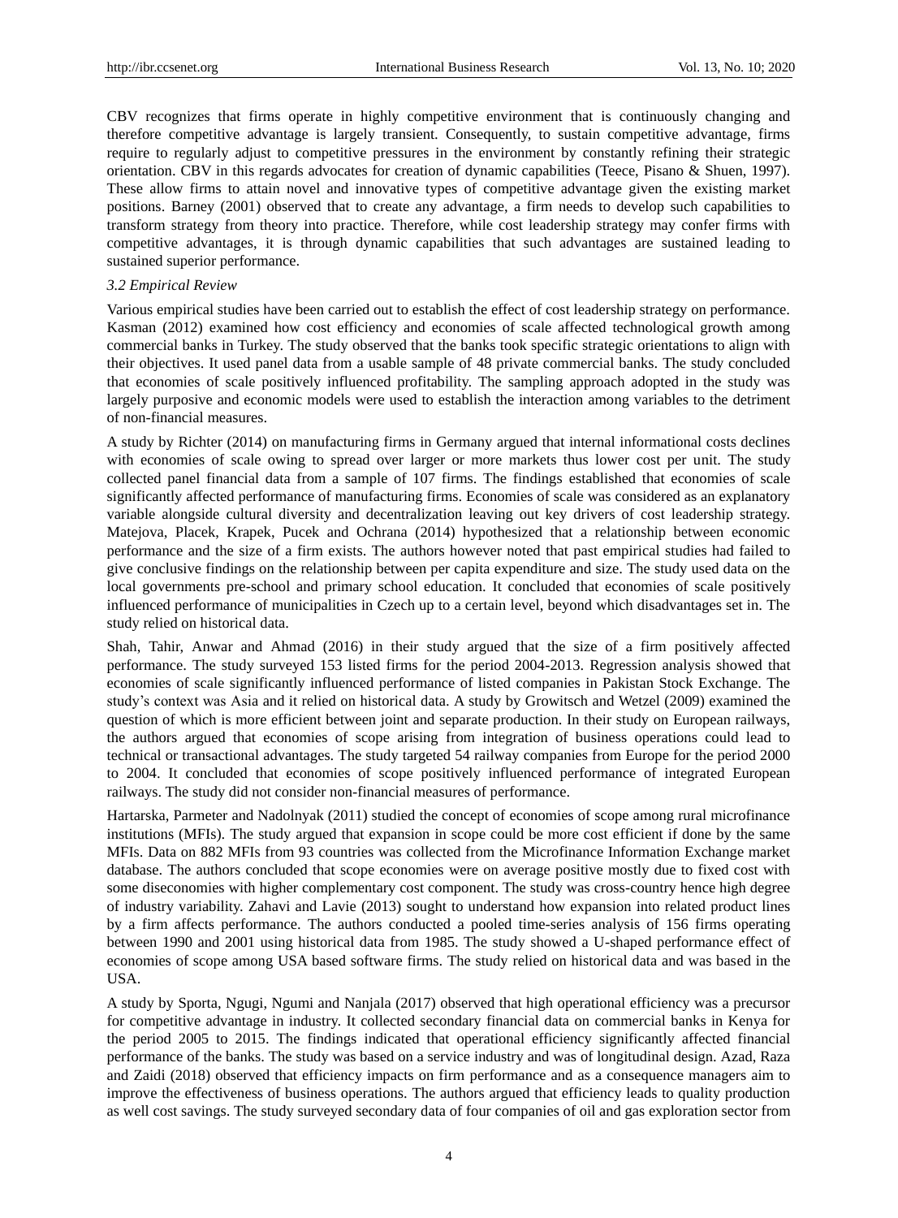CBV recognizes that firms operate in highly competitive environment that is continuously changing and therefore competitive advantage is largely transient. Consequently, to sustain competitive advantage, firms require to regularly adjust to competitive pressures in the environment by constantly refining their strategic orientation. CBV in this regards advocates for creation of dynamic capabilities (Teece, Pisano & Shuen, 1997). These allow firms to attain novel and innovative types of competitive advantage given the existing market positions. Barney (2001) observed that to create any advantage, a firm needs to develop such capabilities to transform strategy from theory into practice. Therefore, while cost leadership strategy may confer firms with competitive advantages, it is through dynamic capabilities that such advantages are sustained leading to sustained superior performance.

### *3.2 Empirical Review*

Various empirical studies have been carried out to establish the effect of cost leadership strategy on performance. Kasman (2012) examined how cost efficiency and economies of scale affected technological growth among commercial banks in Turkey. The study observed that the banks took specific strategic orientations to align with their objectives. It used panel data from a usable sample of 48 private commercial banks. The study concluded that economies of scale positively influenced profitability. The sampling approach adopted in the study was largely purposive and economic models were used to establish the interaction among variables to the detriment of non-financial measures.

A study by Richter (2014) on manufacturing firms in Germany argued that internal informational costs declines with economies of scale owing to spread over larger or more markets thus lower cost per unit. The study collected panel financial data from a sample of 107 firms. The findings established that economies of scale significantly affected performance of manufacturing firms. Economies of scale was considered as an explanatory variable alongside cultural diversity and decentralization leaving out key drivers of cost leadership strategy. Matejova, Placek, Krapek, Pucek and Ochrana (2014) hypothesized that a relationship between economic performance and the size of a firm exists. The authors however noted that past empirical studies had failed to give conclusive findings on the relationship between per capita expenditure and size. The study used data on the local governments pre-school and primary school education. It concluded that economies of scale positively influenced performance of municipalities in Czech up to a certain level, beyond which disadvantages set in. The study relied on historical data.

Shah, Tahir, Anwar and Ahmad (2016) in their study argued that the size of a firm positively affected performance. The study surveyed 153 listed firms for the period 2004-2013. Regression analysis showed that economies of scale significantly influenced performance of listed companies in Pakistan Stock Exchange. The study's context was Asia and it relied on historical data. A study by Growitsch and Wetzel (2009) examined the question of which is more efficient between joint and separate production. In their study on European railways, the authors argued that economies of scope arising from integration of business operations could lead to technical or transactional advantages. The study targeted 54 railway companies from Europe for the period 2000 to 2004. It concluded that economies of scope positively influenced performance of integrated European railways. The study did not consider non-financial measures of performance.

Hartarska, Parmeter and Nadolnyak (2011) studied the concept of economies of scope among rural microfinance institutions (MFIs). The study argued that expansion in scope could be more cost efficient if done by the same MFIs. Data on 882 MFIs from 93 countries was collected from the Microfinance Information Exchange market database. The authors concluded that scope economies were on average positive mostly due to fixed cost with some diseconomies with higher complementary cost component. The study was cross-country hence high degree of industry variability. Zahavi and Lavie (2013) sought to understand how expansion into related product lines by a firm affects performance. The authors conducted a pooled time-series analysis of 156 firms operating between 1990 and 2001 using historical data from 1985. The study showed a U-shaped performance effect of economies of scope among USA based software firms. The study relied on historical data and was based in the USA.

A study by Sporta, Ngugi, Ngumi and Nanjala (2017) observed that high operational efficiency was a precursor for competitive advantage in industry. It collected secondary financial data on commercial banks in Kenya for the period 2005 to 2015. The findings indicated that operational efficiency significantly affected financial performance of the banks. The study was based on a service industry and was of longitudinal design. Azad, Raza and Zaidi (2018) observed that efficiency impacts on firm performance and as a consequence managers aim to improve the effectiveness of business operations. The authors argued that efficiency leads to quality production as well cost savings. The study surveyed secondary data of four companies of oil and gas exploration sector from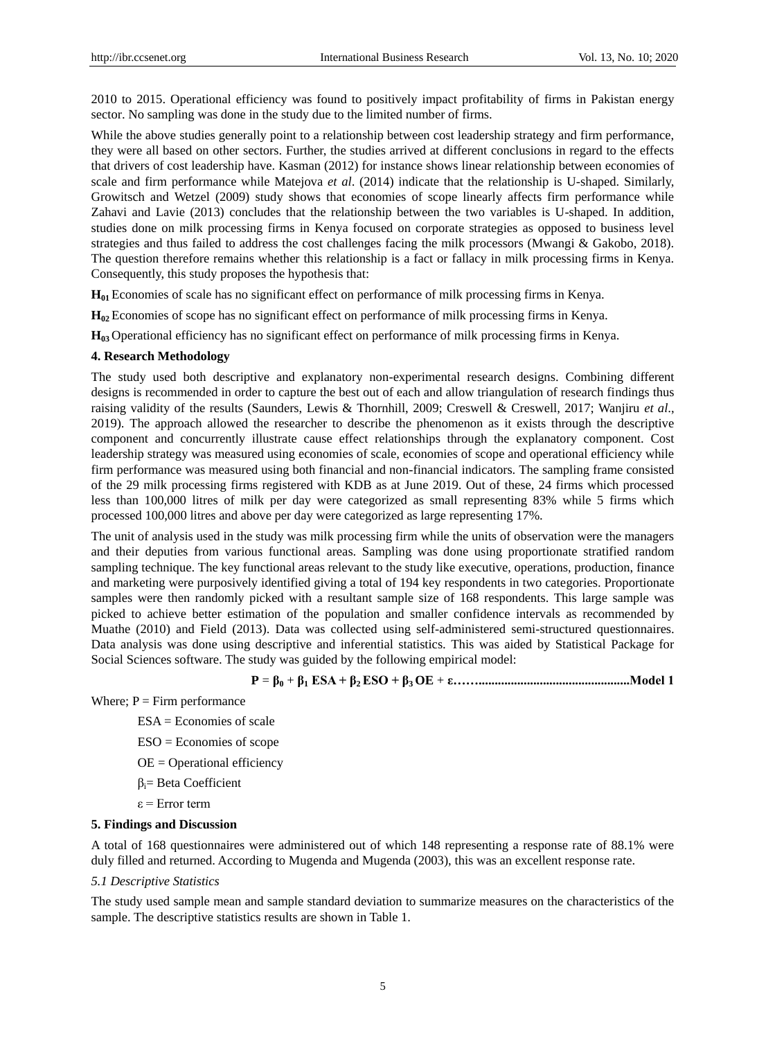2010 to 2015. Operational efficiency was found to positively impact profitability of firms in Pakistan energy sector. No sampling was done in the study due to the limited number of firms.

While the above studies generally point to a relationship between cost leadership strategy and firm performance, they were all based on other sectors. Further, the studies arrived at different conclusions in regard to the effects that drivers of cost leadership have. Kasman (2012) for instance shows linear relationship between economies of scale and firm performance while Matejova *et al*. (2014) indicate that the relationship is U-shaped. Similarly, Growitsch and Wetzel (2009) study shows that economies of scope linearly affects firm performance while Zahavi and Lavie (2013) concludes that the relationship between the two variables is U-shaped. In addition, studies done on milk processing firms in Kenya focused on corporate strategies as opposed to business level strategies and thus failed to address the cost challenges facing the milk processors (Mwangi & Gakobo, 2018). The question therefore remains whether this relationship is a fact or fallacy in milk processing firms in Kenya. Consequently, this study proposes the hypothesis that:

**$H_{01}$** Economies of scale has no significant effect on performance of milk processing firms in Kenya.

**$H_{02}$** Economies of scope has no significant effect on performance of milk processing firms in Kenya.

**$H_{03}$** Operational efficiency has no significant effect on performance of milk processing firms in Kenya.

## 4. Research Methodology

The study used both descriptive and explanatory non-experimental research designs. Combining different designs is recommended in order to capture the best out of each and allow triangulation of research findings thus raising validity of the results (Saunders, Lewis & Thornhill, 2009; Creswell & Creswell, 2017; Wanjiru *et al*., 2019). The approach allowed the researcher to describe the phenomenon as it exists through the descriptive component and concurrently illustrate cause effect relationships through the explanatory component. Cost leadership strategy was measured using economies of scale, economies of scope and operational efficiency while firm performance was measured using both financial and non-financial indicators. The sampling frame consisted of the 29 milk processing firms registered with KDB as at June 2019. Out of these, 24 firms which processed less than 100,000 litres of milk per day were categorized as small representing 83% while 5 firms which processed 100,000 litres and above per day were categorized as large representing 17%.

The unit of analysis used in the study was milk processing firm while the units of observation were the managers and their deputies from various functional areas. Sampling was done using proportionate stratified random sampling technique. The key functional areas relevant to the study like executive, operations, production, finance and marketing were purposively identified giving a total of 194 key respondents in two categories. Proportionate samples were then randomly picked with a resultant sample size of 168 respondents. This large sample was picked to achieve better estimation of the population and smaller confidence intervals as recommended by Muathe (2010) and Field (2013). Data was collected using self-administered semi-structured questionnaires. Data analysis was done using descriptive and inferential statistics. This was aided by Statistical Package for Social Sciences software. The study was guided by the following empirical model:

$$P = \beta_0 + \beta_1 ESA + \beta_2 ESO + \beta_3 OE + \varepsilon \quad \text{......Model 1}$$

Where; P = Firm performance

ESA = Economies of scale

ESO = Economies of scope

OE = Operational efficiency

$\beta_i$= Beta Coefficient

$\varepsilon$ = Error term

## 5. Findings and Discussion

A total of 168 questionnaires were administered out of which 148 representing a response rate of 88.1% were duly filled and returned. According to Mugenda and Mugenda (2003), this was an excellent response rate.

### *5.1 Descriptive Statistics*

The study used sample mean and sample standard deviation to summarize measures on the characteristics of the sample. The descriptive statistics results are shown in Table 1.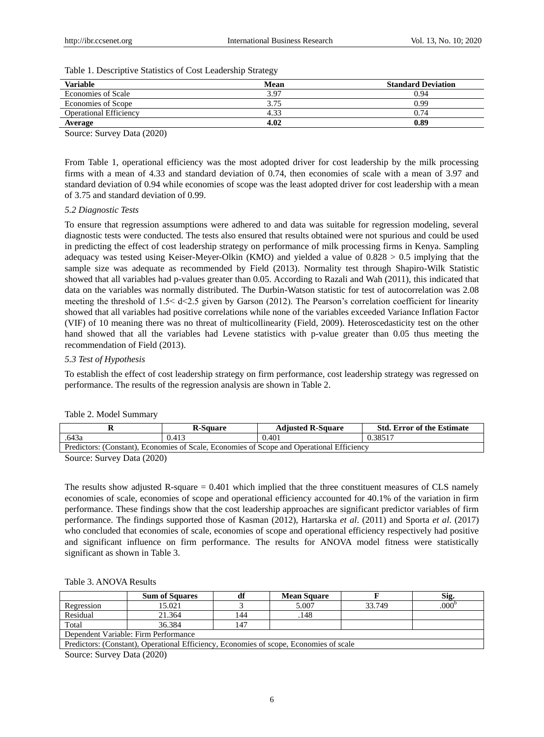Table 1. Descriptive Statistics of Cost Leadership Strategy

| Variable | Mean | Standard Deviation |
|---|---|---|
| Economies of Scale | 3.97 | 0.94 |
| Economies of Scope | 3.75 | 0.99 |
| Operational Efficiency | 4.33 | 0.74 |
| **Average** | **4.02** | **0.89** |

Source: Survey Data (2020)

From Table 1, operational efficiency was the most adopted driver for cost leadership by the milk processing firms with a mean of 4.33 and standard deviation of 0.74, then economies of scale with a mean of 3.97 and standard deviation of 0.94 while economies of scope was the least adopted driver for cost leadership with a mean of 3.75 and standard deviation of 0.99.

### *5.2 Diagnostic Tests*

To ensure that regression assumptions were adhered to and data was suitable for regression modeling, several diagnostic tests were conducted. The tests also ensured that results obtained were not spurious and could be used in predicting the effect of cost leadership strategy on performance of milk processing firms in Kenya. Sampling adequacy was tested using Keiser-Meyer-Olkin (KMO) and yielded a value of $0.828 > 0.5$ implying that the sample size was adequate as recommended by Field (2013). Normality test through Shapiro-Wilk Statistic showed that all variables had p-values greater than 0.05. According to Razali and Wah (2011), this indicated that data on the variables was normally distributed. The Durbin-Watson statistic for test of autocorrelation was 2.08 meeting the threshold of $1.5< d<2.5$ given by Garson (2012). The Pearson's correlation coefficient for linearity showed that all variables had positive correlations while none of the variables exceeded Variance Inflation Factor (VIF) of 10 meaning there was no threat of multicollinearity (Field, 2009). Heteroscedasticity test on the other hand showed that all the variables had Levene statistics with p-value greater than 0.05 thus meeting the recommendation of Field (2013).

### *5.3 Test of Hypothesis*

To establish the effect of cost leadership strategy on firm performance, cost leadership strategy was regressed on performance. The results of the regression analysis are shown in Table 2.

Table 2. Model Summary

| R | R-Square | Adjusted R-Square | Std. Error of the Estimate |
|---|---|---|---|
| .643a | 0.413 | 0.401 | 0.38517 |
| Predictors: (Constant), Economies of Scale, Economies of Scope and Operational Efficiency | | | |

Source: Survey Data (2020)

The results show adjusted R-square = 0.401 which implied that the three constituent measures of CLS namely economies of scale, economies of scope and operational efficiency accounted for 40.1% of the variation in firm performance. These findings show that the cost leadership approaches are significant predictor variables of firm performance. The findings supported those of Kasman (2012), Hartarska *et al*. (2011) and Sporta *et al*. (2017) who concluded that economies of scale, economies of scope and operational efficiency respectively had positive and significant influence on firm performance. The results for ANOVA model fitness were statistically significant as shown in Table 3.

Table 3. ANOVA Results

| | Sum of Squares | df | Mean Square | F | Sig. |
|---|---|---|---|---|---|
| Regression | 15.021 | 3 | 5.007 | 33.749 | .000[b] |
| Residual | 21.364 | 144 | .148 | | |
| Total | 36.384 | 147 | | | |
| Dependent Variable: Firm Performance | | | | | |
| Predictors: (Constant), Operational Efficiency, Economies of scope, Economies of scale | | | | | |

Source: Survey Data (2020)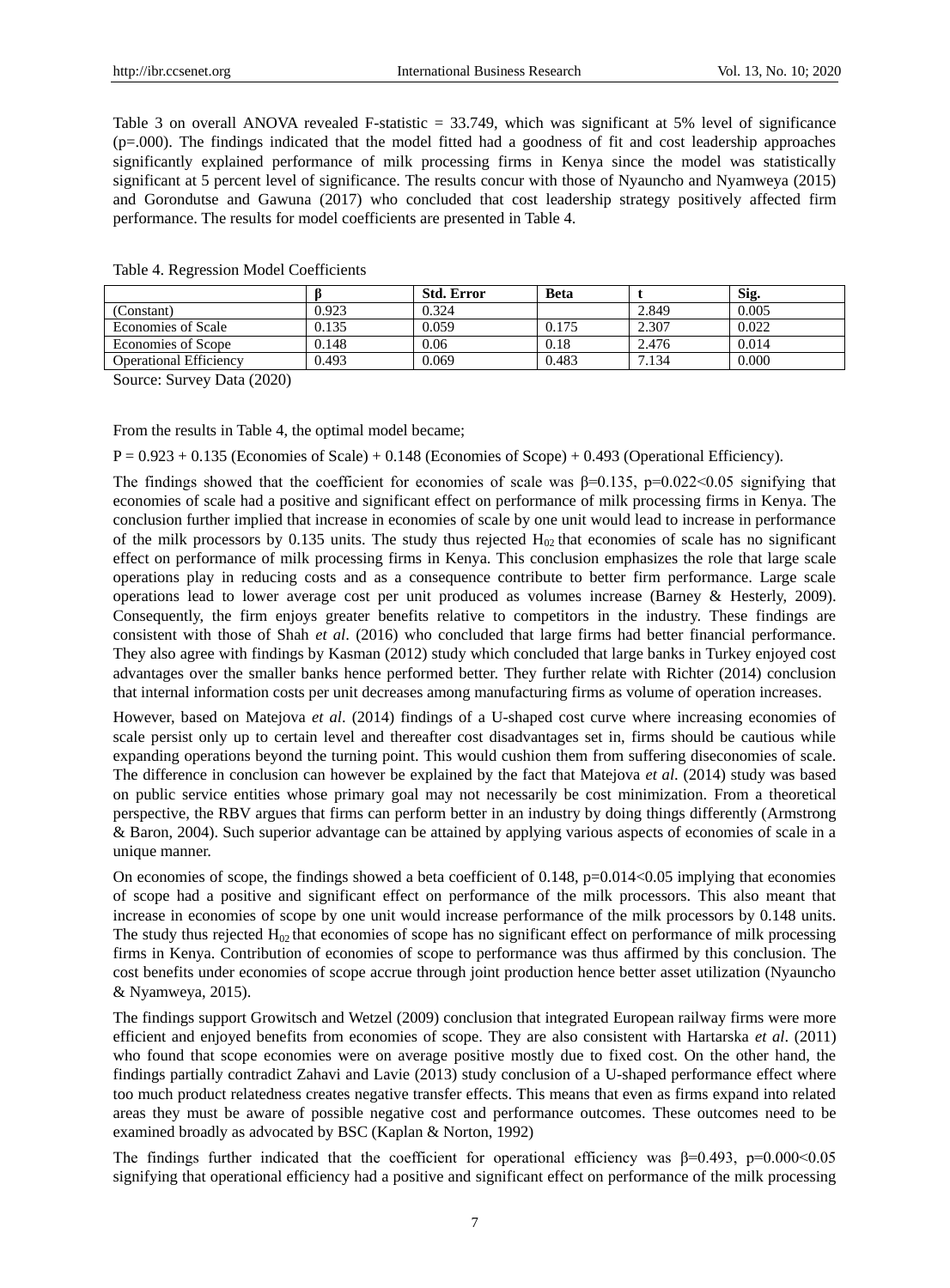Table 3 on overall ANOVA revealed F-statistic = 33.749, which was significant at 5% level of significance (p=.000). The findings indicated that the model fitted had a goodness of fit and cost leadership approaches significantly explained performance of milk processing firms in Kenya since the model was statistically significant at 5 percent level of significance. The results concur with those of Nyauncho and Nyamweya (2015) and Gorondutse and Gawuna (2017) who concluded that cost leadership strategy positively affected firm performance. The results for model coefficients are presented in Table 4.

Table 4. Regression Model Coefficients

| | β | Std. Error | Beta | t | Sig. |
|---|---|---|---|---|---|
| (Constant) | 0.923 | 0.324 | | 2.849 | 0.005 |
| Economies of Scale | 0.135 | 0.059 | 0.175 | 2.307 | 0.022 |
| Economies of Scope | 0.148 | 0.06 | 0.18 | 2.476 | 0.014 |
| Operational Efficiency | 0.493 | 0.069 | 0.483 | 7.134 | 0.000 |

Source: Survey Data (2020)

From the results in Table 4, the optimal model became;

P = 0.923 + 0.135 (Economies of Scale) + 0.148 (Economies of Scope) + 0.493 (Operational Efficiency).

The findings showed that the coefficient for economies of scale was $\beta=0.135$, $p=0.022<0.05$ signifying that economies of scale had a positive and significant effect on performance of milk processing firms in Kenya. The conclusion further implied that increase in economies of scale by one unit would lead to increase in performance of the milk processors by 0.135 units. The study thus rejected $H_{02}$ that economies of scale has no significant effect on performance of milk processing firms in Kenya. This conclusion emphasizes the role that large scale operations play in reducing costs and as a consequence contribute to better firm performance. Large scale operations lead to lower average cost per unit produced as volumes increase (Barney & Hesterly, 2009). Consequently, the firm enjoys greater benefits relative to competitors in the industry. These findings are consistent with those of Shah *et al*. (2016) who concluded that large firms had better financial performance. They also agree with findings by Kasman (2012) study which concluded that large banks in Turkey enjoyed cost advantages over the smaller banks hence performed better. They further relate with Richter (2014) conclusion that internal information costs per unit decreases among manufacturing firms as volume of operation increases.

However, based on Matejova *et al*. (2014) findings of a U-shaped cost curve where increasing economies of scale persist only up to certain level and thereafter cost disadvantages set in, firms should be cautious while expanding operations beyond the turning point. This would cushion them from suffering diseconomies of scale. The difference in conclusion can however be explained by the fact that Matejova *et al.* (2014) study was based on public service entities whose primary goal may not necessarily be cost minimization. From a theoretical perspective, the RBV argues that firms can perform better in an industry by doing things differently (Armstrong & Baron, 2004). Such superior advantage can be attained by applying various aspects of economies of scale in a unique manner.

On economies of scope, the findings showed a beta coefficient of 0.148, $p=0.014<0.05$ implying that economies of scope had a positive and significant effect on performance of the milk processors. This also meant that increase in economies of scope by one unit would increase performance of the milk processors by 0.148 units. The study thus rejected $H_{02}$ that economies of scope has no significant effect on performance of milk processing firms in Kenya. Contribution of economies of scope to performance was thus affirmed by this conclusion. The cost benefits under economies of scope accrue through joint production hence better asset utilization (Nyauncho & Nyamweya, 2015).

The findings support Growitsch and Wetzel (2009) conclusion that integrated European railway firms were more efficient and enjoyed benefits from economies of scope. They are also consistent with Hartarska *et al*. (2011) who found that scope economies were on average positive mostly due to fixed cost. On the other hand, the findings partially contradict Zahavi and Lavie (2013) study conclusion of a U-shaped performance effect where too much product relatedness creates negative transfer effects. This means that even as firms expand into related areas they must be aware of possible negative cost and performance outcomes. These outcomes need to be examined broadly as advocated by BSC (Kaplan & Norton, 1992)

The findings further indicated that the coefficient for operational efficiency was $\beta=0.493$, $p=0.000<0.05$ signifying that operational efficiency had a positive and significant effect on performance of the milk processing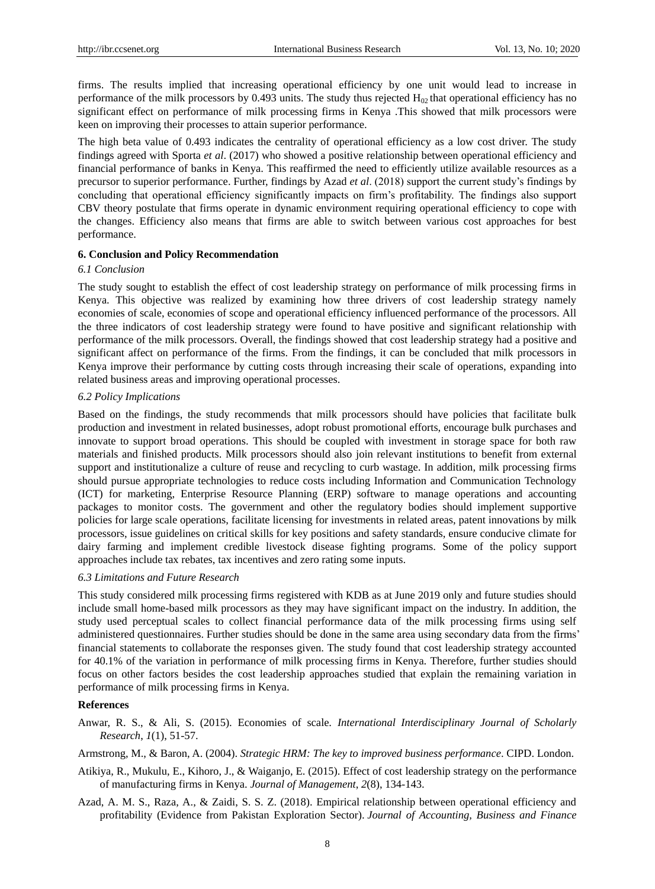firms. The results implied that increasing operational efficiency by one unit would lead to increase in performance of the milk processors by 0.493 units. The study thus rejected $H_{02}$ that operational efficiency has no significant effect on performance of milk processing firms in Kenya .This showed that milk processors were keen on improving their processes to attain superior performance.

The high beta value of 0.493 indicates the centrality of operational efficiency as a low cost driver. The study findings agreed with Sporta *et al*. (2017) who showed a positive relationship between operational efficiency and financial performance of banks in Kenya. This reaffirmed the need to efficiently utilize available resources as a precursor to superior performance. Further, findings by Azad *et al*. (2018) support the current study's findings by concluding that operational efficiency significantly impacts on firm's profitability. The findings also support CBV theory postulate that firms operate in dynamic environment requiring operational efficiency to cope with the changes. Efficiency also means that firms are able to switch between various cost approaches for best performance.

## 6. Conclusion and Policy Recommendation

### *6.1 Conclusion*

The study sought to establish the effect of cost leadership strategy on performance of milk processing firms in Kenya. This objective was realized by examining how three drivers of cost leadership strategy namely economies of scale, economies of scope and operational efficiency influenced performance of the processors. All the three indicators of cost leadership strategy were found to have positive and significant relationship with performance of the milk processors. Overall, the findings showed that cost leadership strategy had a positive and significant affect on performance of the firms. From the findings, it can be concluded that milk processors in Kenya improve their performance by cutting costs through increasing their scale of operations, expanding into related business areas and improving operational processes.

### *6.2 Policy Implications*

Based on the findings, the study recommends that milk processors should have policies that facilitate bulk production and investment in related businesses, adopt robust promotional efforts, encourage bulk purchases and innovate to support broad operations. This should be coupled with investment in storage space for both raw materials and finished products. Milk processors should also join relevant institutions to benefit from external support and institutionalize a culture of reuse and recycling to curb wastage. In addition, milk processing firms should pursue appropriate technologies to reduce costs including Information and Communication Technology (ICT) for marketing, Enterprise Resource Planning (ERP) software to manage operations and accounting packages to monitor costs. The government and other the regulatory bodies should implement supportive policies for large scale operations, facilitate licensing for investments in related areas, patent innovations by milk processors, issue guidelines on critical skills for key positions and safety standards, ensure conducive climate for dairy farming and implement credible livestock disease fighting programs. Some of the policy support approaches include tax rebates, tax incentives and zero rating some inputs.

### *6.3 Limitations and Future Research*

This study considered milk processing firms registered with KDB as at June 2019 only and future studies should include small home-based milk processors as they may have significant impact on the industry. In addition, the study used perceptual scales to collect financial performance data of the milk processing firms using self administered questionnaires. Further studies should be done in the same area using secondary data from the firms' financial statements to collaborate the responses given. The study found that cost leadership strategy accounted for 40.1% of the variation in performance of milk processing firms in Kenya. Therefore, further studies should focus on other factors besides the cost leadership approaches studied that explain the remaining variation in performance of milk processing firms in Kenya.

## References

Anwar, R. S., & Ali, S. (2015). Economies of scale. *International Interdisciplinary Journal of Scholarly Research*, *1*(1), 51-57.

Armstrong, M., & Baron, A. (2004). *Strategic HRM: The key to improved business performance*. CIPD. London.

Atikiya, R., Mukulu, E., Kihoro, J., & Waiganjo, E. (2015). Effect of cost leadership strategy on the performance of manufacturing firms in Kenya. *Journal of Management*, *2*(8), 134-143.

Azad, A. M. S., Raza, A., & Zaidi, S. S. Z. (2018). Empirical relationship between operational efficiency and profitability (Evidence from Pakistan Exploration Sector). *Journal of Accounting, Business and Finance*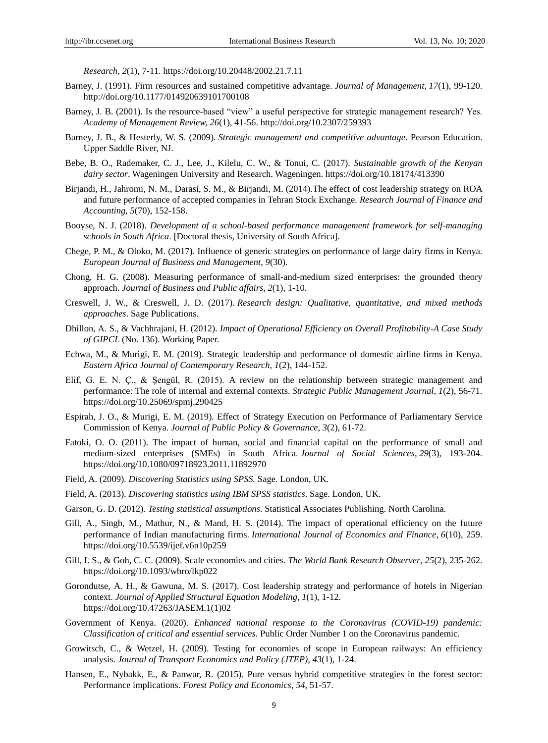*Research*, *2*(1), 7-11. https://doi.org/10.20448/2002.21.7.11

Barney, J. (1991). Firm resources and sustained competitive advantage. *Journal of Management*, *17*(1), 99-120. http://doi.org/10.1177/014920639101700108

Barney, J. B. (2001). Is the resource-based "view" a useful perspective for strategic management research? Yes. *Academy of Management Review, 26*(1), 41-56. http://doi.org/10.2307/259393

Barney, J. B., & Hesterly, W. S. (2009). *Strategic management and competitive advantage*. Pearson Education. Upper Saddle River, NJ.

Bebe, B. O., Rademaker, C. J., Lee, J., Kilelu, C. W., & Tonui, C. (2017). *Sustainable growth of the Kenyan dairy sector*. Wageningen University and Research. Wageningen. https://doi.org/10.18174/413390

Birjandi, H., Jahromi, N. M., Darasi, S. M., & Birjandi, M. (2014).The effect of cost leadership strategy on ROA and future performance of accepted companies in Tehran Stock Exchange. *Research Journal of Finance and Accounting*, *5*(70), 152-158.

Booyse, N. J. (2018). *Development of a school-based performance management framework for self-managing schools in South Africa*. [Doctoral thesis, University of South Africa].

Chege, P. M., & Oloko, M. (2017). Influence of generic strategies on performance of large dairy firms in Kenya. *European Journal of Business and Management, 9*(30).

Chong, H. G. (2008). Measuring performance of small-and-medium sized enterprises: the grounded theory approach. *Journal of Business and Public affairs*, *2*(1), 1-10.

Creswell, J. W., & Creswell, J. D. (2017). *Research design: Qualitative, quantitative, and mixed methods approaches*. Sage Publications.

Dhillon, A. S., & Vachhrajani, H. (2012). *Impact of Operational Efficiency on Overall Profitability-A Case Study of GIPCL* (No. 136). Working Paper.

Echwa, M., & Murigi, E. M. (2019). Strategic leadership and performance of domestic airline firms in Kenya. *Eastern Africa Journal of Contemporary Research, 1*(2), 144-152.

Elif, G. E. N. Ç., & Şengül, R. (2015). A review on the relationship between strategic management and performance: The role of internal and external contexts. *Strategic Public Management Journal*, *1*(2), 56-71. https://doi.org/10.25069/spmj.290425

Espirah, J. O., & Murigi, E. M. (2019). Effect of Strategy Execution on Performance of Parliamentary Service Commission of Kenya. *Journal of Public Policy & Governance*, *3*(2), 61-72.

Fatoki, O. O. (2011). The impact of human, social and financial capital on the performance of small and medium-sized enterprises (SMEs) in South Africa. *Journal of Social Sciences*, *29*(3), 193-204. https://doi.org/10.1080/09718923.2011.11892970

Field, A. (2009). *Discovering Statistics using SPSS.* Sage. London, UK.

Field, A. (2013). *Discovering statistics using IBM SPSS statistics*. Sage. London, UK.

Garson, G. D. (2012). *Testing statistical assumptions*. Statistical Associates Publishing. North Carolina.

Gill, A., Singh, M., Mathur, N., & Mand, H. S. (2014). The impact of operational efficiency on the future performance of Indian manufacturing firms. *International Journal of Economics and Finance*, *6*(10), 259. https://doi.org/10.5539/ijef.v6n10p259

Gill, I. S., & Goh, C. C. (2009). Scale economies and cities. *The World Bank Research Observer*, *25*(2), 235-262. https://doi.org/10.1093/wbro/lkp022

Gorondutse, A. H., & Gawuna, M. S. (2017). Cost leadership strategy and performance of hotels in Nigerian context. *Journal of Applied Structural Equation Modeling, 1*(1), 1-12. https://doi.org/10.47263/JASEM.1(1)02

Government of Kenya. (2020). *Enhanced national response to the Coronavirus (COVID-19) pandemic: Classification of critical and essential services.* Public Order Number 1 on the Coronavirus pandemic.

Growitsch, C., & Wetzel, H. (2009). Testing for economies of scope in European railways: An efficiency analysis. *Journal of Transport Economics and Policy (JTEP)*, *43*(1), 1-24.

Hansen, E., Nybakk, E., & Panwar, R. (2015). Pure versus hybrid competitive strategies in the forest sector: Performance implications. *Forest Policy and Economics*, *54*, 51-57.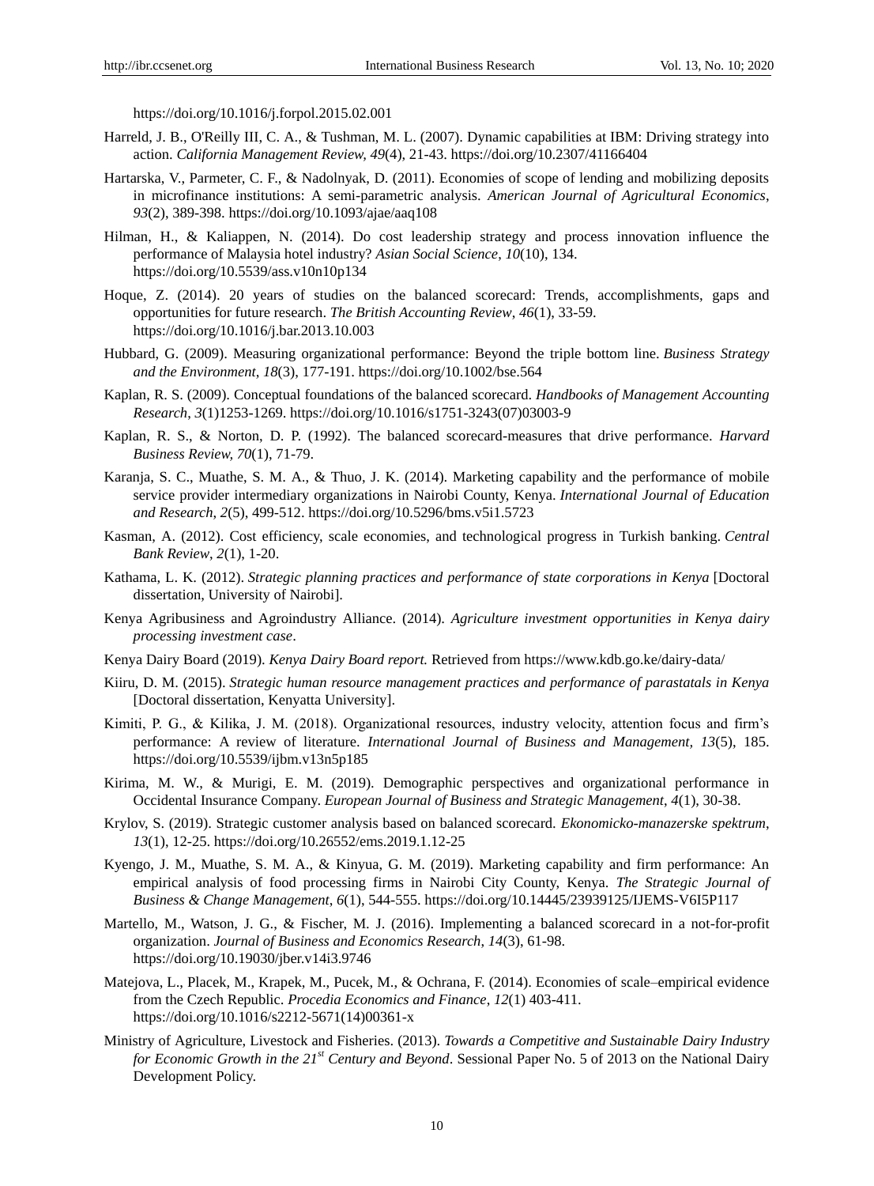https://doi.org/10.1016/j.forpol.2015.02.001

Harreld, J. B., O'Reilly III, C. A., & Tushman, M. L. (2007). Dynamic capabilities at IBM: Driving strategy into action. *California Management Review, 49*(4), 21-43. https://doi.org/10.2307/41166404

Hartarska, V., Parmeter, C. F., & Nadolnyak, D. (2011). Economies of scope of lending and mobilizing deposits in microfinance institutions: A semi-parametric analysis. *American Journal of Agricultural Economics*, *93*(2), 389-398. https://doi.org/10.1093/ajae/aaq108

Hilman, H., & Kaliappen, N. (2014). Do cost leadership strategy and process innovation influence the performance of Malaysia hotel industry? *Asian Social Science*, *10*(10), 134. https://doi.org/10.5539/ass.v10n10p134

Hoque, Z. (2014). 20 years of studies on the balanced scorecard: Trends, accomplishments, gaps and opportunities for future research. *The British Accounting Review*, *46*(1), 33-59. https://doi.org/10.1016/j.bar.2013.10.003

Hubbard, G. (2009). Measuring organizational performance: Beyond the triple bottom line. *Business Strategy and the Environment*, *18*(3), 177-191. https://doi.org/10.1002/bse.564

Kaplan, R. S. (2009). Conceptual foundations of the balanced scorecard. *Handbooks of Management Accounting Research*, *3*(1)1253-1269. https://doi.org/10.1016/s1751-3243(07)03003-9

Kaplan, R. S., & Norton, D. P. (1992). The balanced scorecard-measures that drive performance. *Harvard Business Review, 70*(1), 71-79.

Karanja, S. C., Muathe, S. M. A., & Thuo, J. K. (2014). Marketing capability and the performance of mobile service provider intermediary organizations in Nairobi County, Kenya. *International Journal of Education and Research*, *2*(5), 499-512. https://doi.org/10.5296/bms.v5i1.5723

Kasman, A. (2012). Cost efficiency, scale economies, and technological progress in Turkish banking. *Central Bank Review*, *2*(1), 1-20.

Kathama, L. K. (2012). *Strategic planning practices and performance of state corporations in Kenya* [Doctoral dissertation, University of Nairobi].

Kenya Agribusiness and Agroindustry Alliance. (2014). *Agriculture investment opportunities in Kenya dairy processing investment case*.

Kenya Dairy Board (2019). *Kenya Dairy Board report.* Retrieved from https://www.kdb.go.ke/dairy-data/

Kiiru, D. M. (2015). *Strategic human resource management practices and performance of parastatals in Kenya* [Doctoral dissertation, Kenyatta University].

Kimiti, P. G., & Kilika, J. M. (2018). Organizational resources, industry velocity, attention focus and firm's performance: A review of literature. *International Journal of Business and Management, 13*(5), 185. https://doi.org/10.5539/ijbm.v13n5p185

Kirima, M. W., & Murigi, E. M. (2019). Demographic perspectives and organizational performance in Occidental Insurance Company. *European Journal of Business and Strategic Management*, *4*(1), 30-38.

Krylov, S. (2019). Strategic customer analysis based on balanced scorecard. *Ekonomicko-manazerske spektrum*, *13*(1), 12-25. https://doi.org/10.26552/ems.2019.1.12-25

Kyengo, J. M., Muathe, S. M. A., & Kinyua, G. M. (2019). Marketing capability and firm performance: An empirical analysis of food processing firms in Nairobi City County, Kenya. *The Strategic Journal of Business & Change Management*, *6*(1), 544-555. https://doi.org/10.14445/23939125/IJEMS-V6I5P117

Martello, M., Watson, J. G., & Fischer, M. J. (2016). Implementing a balanced scorecard in a not-for-profit organization. *Journal of Business and Economics Research*, *14*(3), 61-98. https://doi.org/10.19030/jber.v14i3.9746

Matejova, L., Placek, M., Krapek, M., Pucek, M., & Ochrana, F. (2014). Economies of scale–empirical evidence from the Czech Republic. *Procedia Economics and Finance*, *12*(1) 403-411. https://doi.org/10.1016/s2212-5671(14)00361-x

Ministry of Agriculture, Livestock and Fisheries. (2013). *Towards a Competitive and Sustainable Dairy Industry for Economic Growth in the 21st Century and Beyond*. Sessional Paper No. 5 of 2013 on the National Dairy Development Policy.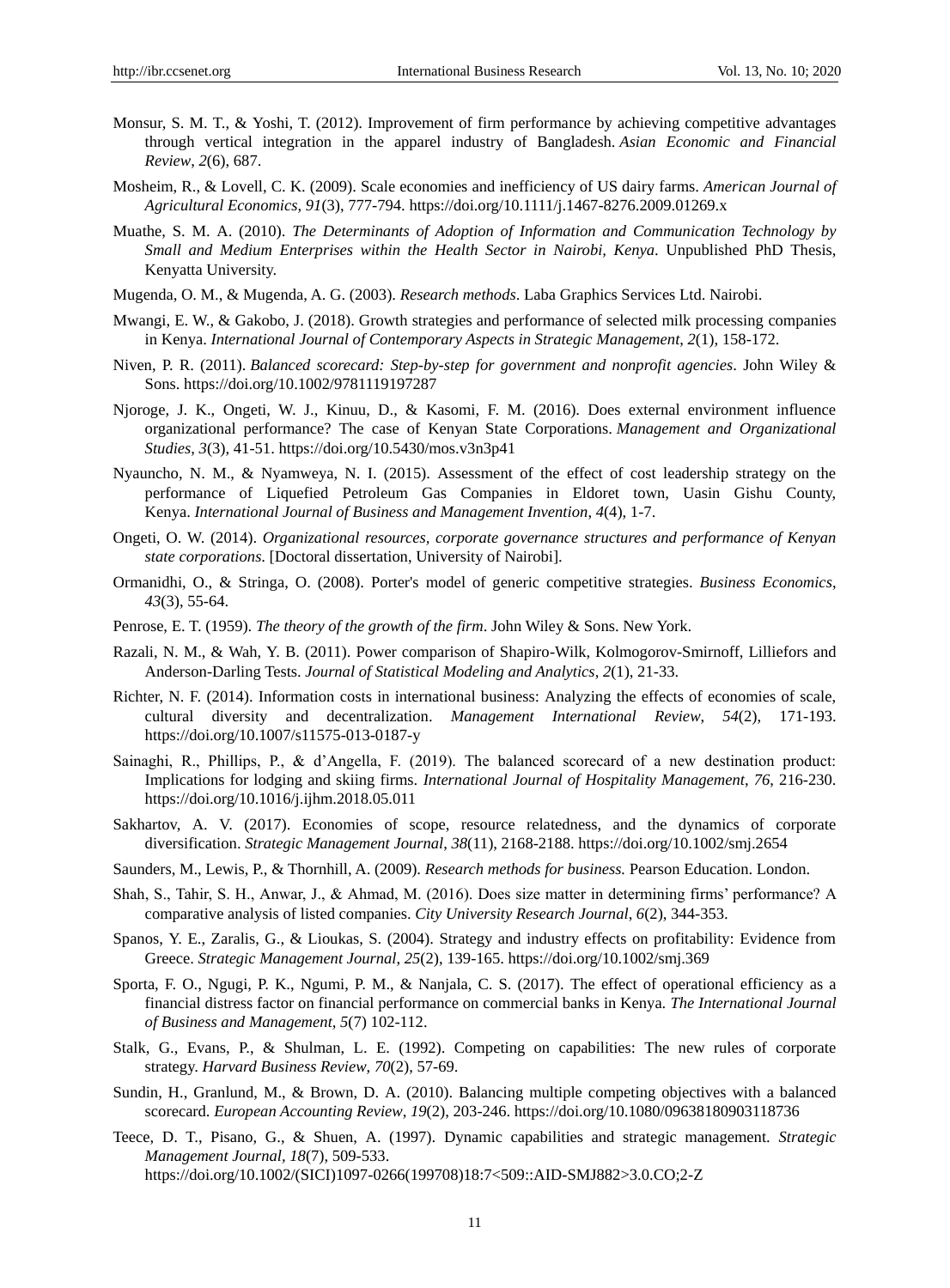Monsur, S. M. T., & Yoshi, T. (2012). Improvement of firm performance by achieving competitive advantages through vertical integration in the apparel industry of Bangladesh. *Asian Economic and Financial Review*, *2*(6), 687.

Mosheim, R., & Lovell, C. K. (2009). Scale economies and inefficiency of US dairy farms. *American Journal of Agricultural Economics*, *91*(3), 777-794. https://doi.org/10.1111/j.1467-8276.2009.01269.x

Muathe, S. M. A. (2010). *The Determinants of Adoption of Information and Communication Technology by Small and Medium Enterprises within the Health Sector in Nairobi, Kenya*. Unpublished PhD Thesis, Kenyatta University.

Mugenda, O. M., & Mugenda, A. G. (2003). *Research methods*. Laba Graphics Services Ltd. Nairobi.

Mwangi, E. W., & Gakobo, J. (2018). Growth strategies and performance of selected milk processing companies in Kenya. *International Journal of Contemporary Aspects in Strategic Management*, *2*(1), 158-172.

Niven, P. R. (2011). *Balanced scorecard: Step-by-step for government and nonprofit agencies*. John Wiley & Sons. https://doi.org/10.1002/9781119197287

Njoroge, J. K., Ongeti, W. J., Kinuu, D., & Kasomi, F. M. (2016). Does external environment influence organizational performance? The case of Kenyan State Corporations. *Management and Organizational Studies*, *3*(3), 41-51. https://doi.org/10.5430/mos.v3n3p41

Nyauncho, N. M., & Nyamweya, N. I. (2015). Assessment of the effect of cost leadership strategy on the performance of Liquefied Petroleum Gas Companies in Eldoret town, Uasin Gishu County, Kenya. *International Journal of Business and Management Invention*, *4*(4), 1-7.

Ongeti, O. W. (2014). *Organizational resources, corporate governance structures and performance of Kenyan state corporations*. [Doctoral dissertation, University of Nairobi].

Ormanidhi, O., & Stringa, O. (2008). Porter's model of generic competitive strategies. *Business Economics*, *43*(3), 55-64.

Penrose, E. T. (1959). *The theory of the growth of the firm*. John Wiley & Sons. New York.

Razali, N. M., & Wah, Y. B. (2011). Power comparison of Shapiro-Wilk, Kolmogorov-Smirnoff, Lilliefors and Anderson-Darling Tests. *Journal of Statistical Modeling and Analytics*, *2*(1), 21-33.

Richter, N. F. (2014). Information costs in international business: Analyzing the effects of economies of scale, cultural diversity and decentralization. *Management International Review*, *54*(2), 171-193. https://doi.org/10.1007/s11575-013-0187-y

Sainaghi, R., Phillips, P., & d'Angella, F. (2019). The balanced scorecard of a new destination product: Implications for lodging and skiing firms. *International Journal of Hospitality Management*, *76*, 216-230. https://doi.org/10.1016/j.ijhm.2018.05.011

Sakhartov, A. V. (2017). Economies of scope, resource relatedness, and the dynamics of corporate diversification. *Strategic Management Journal*, *38*(11), 2168-2188. https://doi.org/10.1002/smj.2654

Saunders, M., Lewis, P., & Thornhill, A. (2009). *Research methods for business.* Pearson Education. London.

Shah, S., Tahir, S. H., Anwar, J., & Ahmad, M. (2016). Does size matter in determining firms' performance? A comparative analysis of listed companies. *City University Research Journal*, *6*(2), 344-353.

Spanos, Y. E., Zaralis, G., & Lioukas, S. (2004). Strategy and industry effects on profitability: Evidence from Greece. *Strategic Management Journal*, *25*(2), 139-165. https://doi.org/10.1002/smj.369

Sporta, F. O., Ngugi, P. K., Ngumi, P. M., & Nanjala, C. S. (2017). The effect of operational efficiency as a financial distress factor on financial performance on commercial banks in Kenya. *The International Journal of Business and Management*, *5*(7) 102-112.

Stalk, G., Evans, P., & Shulman, L. E. (1992). Competing on capabilities: The new rules of corporate strategy. *Harvard Business Review*, *70*(2), 57-69.

Sundin, H., Granlund, M., & Brown, D. A. (2010). Balancing multiple competing objectives with a balanced scorecard. *European Accounting Review*, *19*(2), 203-246. https://doi.org/10.1080/09638180903118736

Teece, D. T., Pisano, G., & Shuen, A. (1997). Dynamic capabilities and strategic management. *Strategic Management Journal*, *18*(7), 509-533. https://doi.org/10.1002/(SICI)1097-0266(199708)18:7<509::AID-SMJ882>3.0.CO;2-Z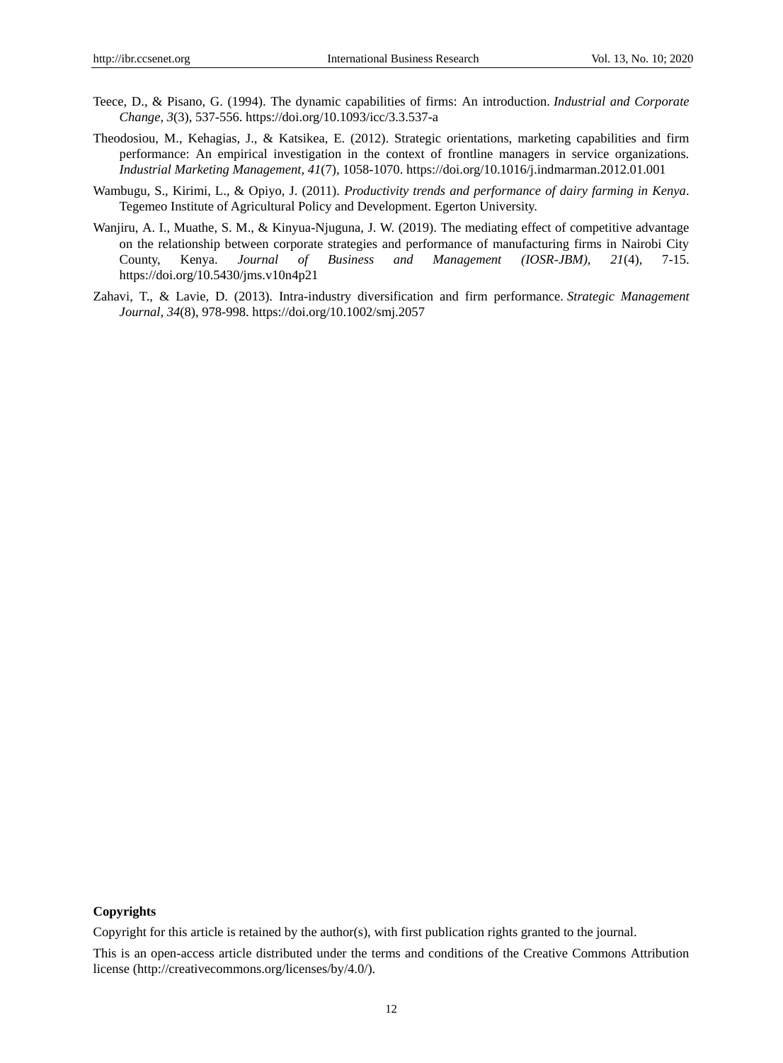Teece, D., & Pisano, G. (1994). The dynamic capabilities of firms: An introduction. *Industrial and Corporate Change*, *3*(3), 537-556. https://doi.org/10.1093/icc/3.3.537-a

Theodosiou, M., Kehagias, J., & Katsikea, E. (2012). Strategic orientations, marketing capabilities and firm performance: An empirical investigation in the context of frontline managers in service organizations. *Industrial Marketing Management, 41*(7), 1058-1070. https://doi.org/10.1016/j.indmarman.2012.01.001

Wambugu, S., Kirimi, L., & Opiyo, J. (2011). *Productivity trends and performance of dairy farming in Kenya*. Tegemeo Institute of Agricultural Policy and Development. Egerton University.

Wanjiru, A. I., Muathe, S. M., & Kinyua-Njuguna, J. W. (2019). The mediating effect of competitive advantage on the relationship between corporate strategies and performance of manufacturing firms in Nairobi City County, Kenya. *Journal of Business and Management (IOSR-JBM), 21*(4), 7-15. https://doi.org/10.5430/jms.v10n4p21

Zahavi, T., & Lavie, D. (2013). Intra-industry diversification and firm performance. *Strategic Management Journal*, *34*(8), 978-998. https://doi.org/10.1002/smj.2057

**Copyrights**

Copyright for this article is retained by the author(s), with first publication rights granted to the journal.

This is an open-access article distributed under the terms and conditions of the Creative Commons Attribution license (http://creativecommons.org/licenses/by/4.0/).